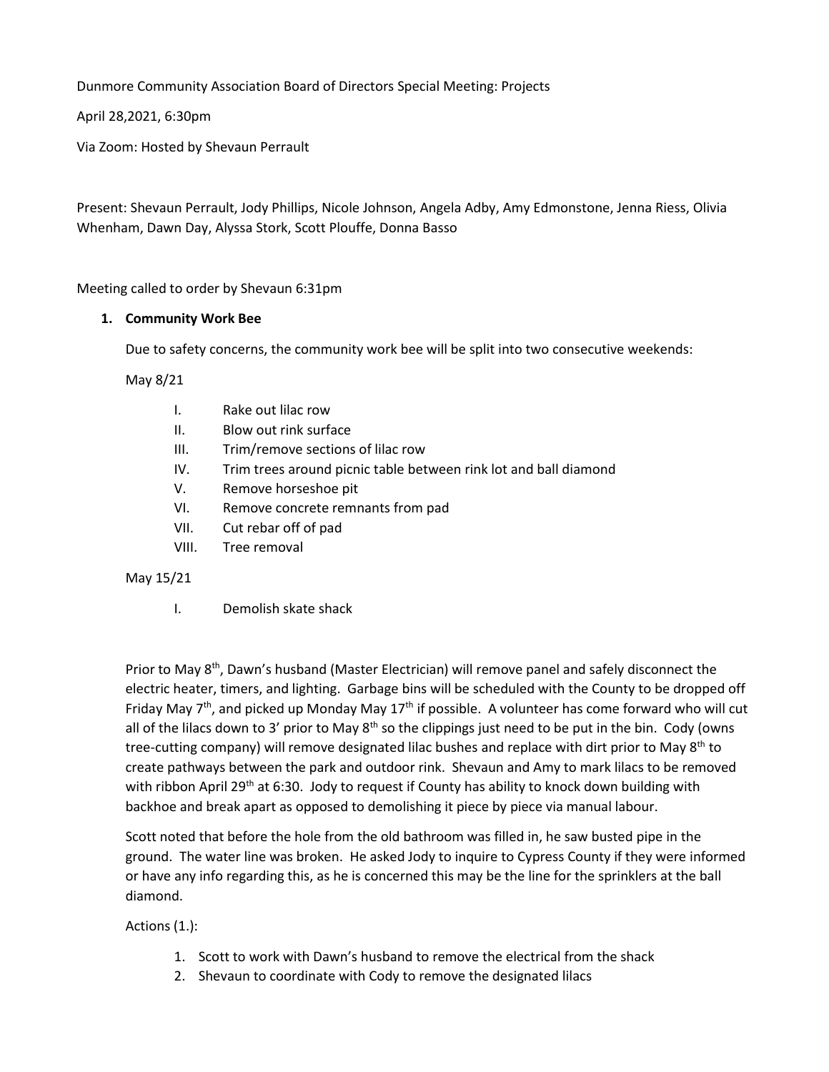Dunmore Community Association Board of Directors Special Meeting: Projects

April 28,2021, 6:30pm

Via Zoom: Hosted by Shevaun Perrault

Present: Shevaun Perrault, Jody Phillips, Nicole Johnson, Angela Adby, Amy Edmonstone, Jenna Riess, Olivia Whenham, Dawn Day, Alyssa Stork, Scott Plouffe, Donna Basso

Meeting called to order by Shevaun 6:31pm

1. **Community Work Bee**

Due to safety concerns, the community work bee will be split into two consecutive weekends:

May 8/21

- I. Rake out lilac row
- II. Blow out rink surface
- III. Trim/remove sections of lilac row
- IV. Trim trees around picnic table between rink lot and ball diamond
- V. Remove horseshoe pit
- VI. Remove concrete remnants from pad
- VII. Cut rebar off of pad
- VIII. Tree removal

May 15/21

- I. Demolish skate shack

Prior to May 8th, Dawn's husband (Master Electrician) will remove panel and safely disconnect the electric heater, timers, and lighting. Garbage bins will be scheduled with the County to be dropped off Friday May 7th, and picked up Monday May 17th if possible. A volunteer has come forward who will cut all of the lilacs down to 3' prior to May 8th so the clippings just need to be put in the bin. Cody (owns tree-cutting company) will remove designated lilac bushes and replace with dirt prior to May 8th to create pathways between the park and outdoor rink. Shevaun and Amy to mark lilacs to be removed with ribbon April 29th at 6:30. Jody to request if County has ability to knock down building with backhoe and break apart as opposed to demolishing it piece by piece via manual labour.

Scott noted that before the hole from the old bathroom was filled in, he saw busted pipe in the ground. The water line was broken. He asked Jody to inquire to Cypress County if they were informed or have any info regarding this, as he is concerned this may be the line for the sprinklers at the ball diamond.

Actions (1.):

1. Scott to work with Dawn's husband to remove the electrical from the shack
2. Shevaun to coordinate with Cody to remove the designated lilacs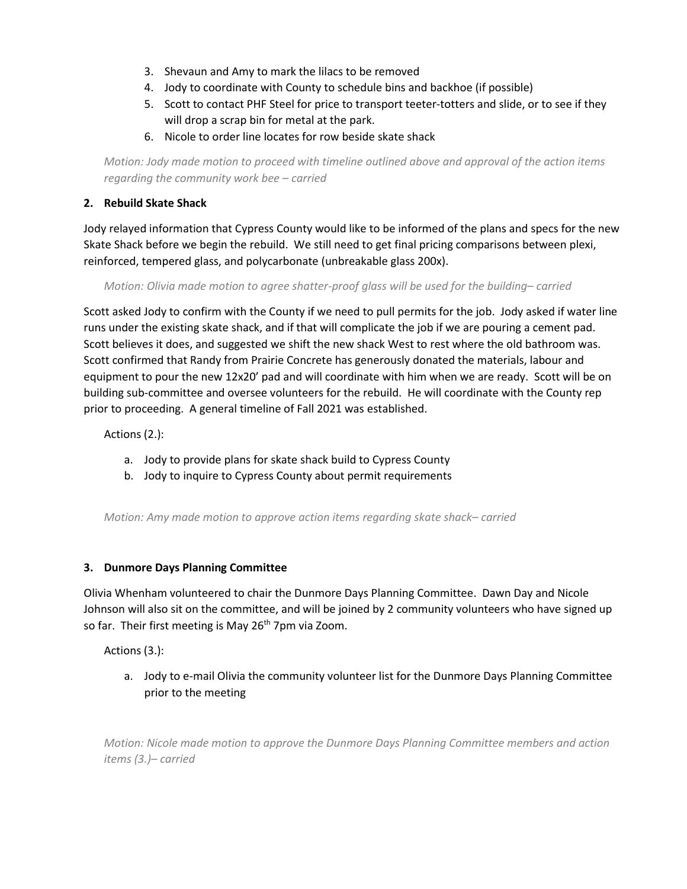3. Shevaun and Amy to mark the lilacs to be removed
4. Jody to coordinate with County to schedule bins and backhoe (if possible)
5. Scott to contact PHF Steel for price to transport teeter-totters and slide, or to see if they will drop a scrap bin for metal at the park.
6. Nicole to order line locates for row beside skate shack

*Motion: Jody made motion to proceed with timeline outlined above and approval of the action items regarding the community work bee – carried*

**2. Rebuild Skate Shack**

Jody relayed information that Cypress County would like to be informed of the plans and specs for the new Skate Shack before we begin the rebuild. We still need to get final pricing comparisons between plexi, reinforced, tempered glass, and polycarbonate (unbreakable glass 200x).

*Motion: Olivia made motion to agree shatter-proof glass will be used for the building– carried*

Scott asked Jody to confirm with the County if we need to pull permits for the job. Jody asked if water line runs under the existing skate shack, and if that will complicate the job if we are pouring a cement pad. Scott believes it does, and suggested we shift the new shack West to rest where the old bathroom was. Scott confirmed that Randy from Prairie Concrete has generously donated the materials, labour and equipment to pour the new 12x20' pad and will coordinate with him when we are ready. Scott will be on building sub-committee and oversee volunteers for the rebuild. He will coordinate with the County rep prior to proceeding. A general timeline of Fall 2021 was established.

Actions (2.):

a. Jody to provide plans for skate shack build to Cypress County
b. Jody to inquire to Cypress County about permit requirements

*Motion: Amy made motion to approve action items regarding skate shack– carried*

**3. Dunmore Days Planning Committee**

Olivia Whenham volunteered to chair the Dunmore Days Planning Committee. Dawn Day and Nicole Johnson will also sit on the committee, and will be joined by 2 community volunteers who have signed up so far. Their first meeting is May 26th 7pm via Zoom.

Actions (3.):

a. Jody to e-mail Olivia the community volunteer list for the Dunmore Days Planning Committee prior to the meeting

*Motion: Nicole made motion to approve the Dunmore Days Planning Committee members and action items (3.)– carried*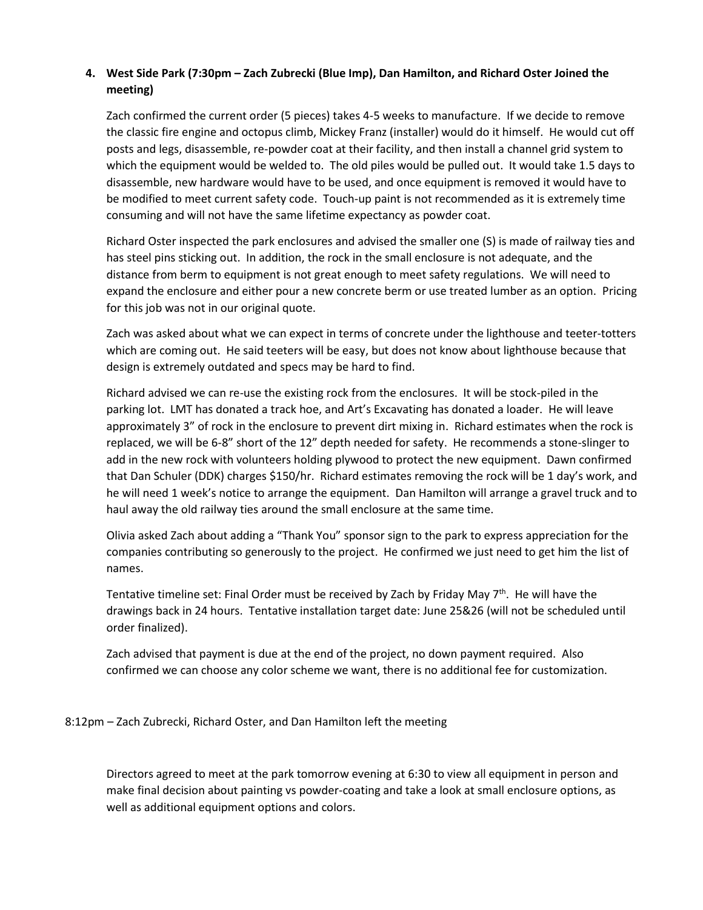**4. West Side Park (7:30pm – Zach Zubrecki (Blue Imp), Dan Hamilton, and Richard Oster Joined the meeting)**

Zach confirmed the current order (5 pieces) takes 4-5 weeks to manufacture. If we decide to remove the classic fire engine and octopus climb, Mickey Franz (installer) would do it himself. He would cut off posts and legs, disassemble, re-powder coat at their facility, and then install a channel grid system to which the equipment would be welded to. The old piles would be pulled out. It would take 1.5 days to disassemble, new hardware would have to be used, and once equipment is removed it would have to be modified to meet current safety code. Touch-up paint is not recommended as it is extremely time consuming and will not have the same lifetime expectancy as powder coat.

Richard Oster inspected the park enclosures and advised the smaller one (S) is made of railway ties and has steel pins sticking out. In addition, the rock in the small enclosure is not adequate, and the distance from berm to equipment is not great enough to meet safety regulations. We will need to expand the enclosure and either pour a new concrete berm or use treated lumber as an option. Pricing for this job was not in our original quote.

Zach was asked about what we can expect in terms of concrete under the lighthouse and teeter-totters which are coming out. He said teeters will be easy, but does not know about lighthouse because that design is extremely outdated and specs may be hard to find.

Richard advised we can re-use the existing rock from the enclosures. It will be stock-piled in the parking lot. LMT has donated a track hoe, and Art's Excavating has donated a loader. He will leave approximately 3" of rock in the enclosure to prevent dirt mixing in. Richard estimates when the rock is replaced, we will be 6-8" short of the 12" depth needed for safety. He recommends a stone-slinger to add in the new rock with volunteers holding plywood to protect the new equipment. Dawn confirmed that Dan Schuler (DDK) charges $150/hr. Richard estimates removing the rock will be 1 day's work, and he will need 1 week's notice to arrange the equipment. Dan Hamilton will arrange a gravel truck and to haul away the old railway ties around the small enclosure at the same time.

Olivia asked Zach about adding a "Thank You" sponsor sign to the park to express appreciation for the companies contributing so generously to the project. He confirmed we just need to get him the list of names.

Tentative timeline set: Final Order must be received by Zach by Friday May 7th. He will have the drawings back in 24 hours. Tentative installation target date: June 25&26 (will not be scheduled until order finalized).

Zach advised that payment is due at the end of the project, no down payment required. Also confirmed we can choose any color scheme we want, there is no additional fee for customization.

8:12pm – Zach Zubrecki, Richard Oster, and Dan Hamilton left the meeting

Directors agreed to meet at the park tomorrow evening at 6:30 to view all equipment in person and make final decision about painting vs powder-coating and take a look at small enclosure options, as well as additional equipment options and colors.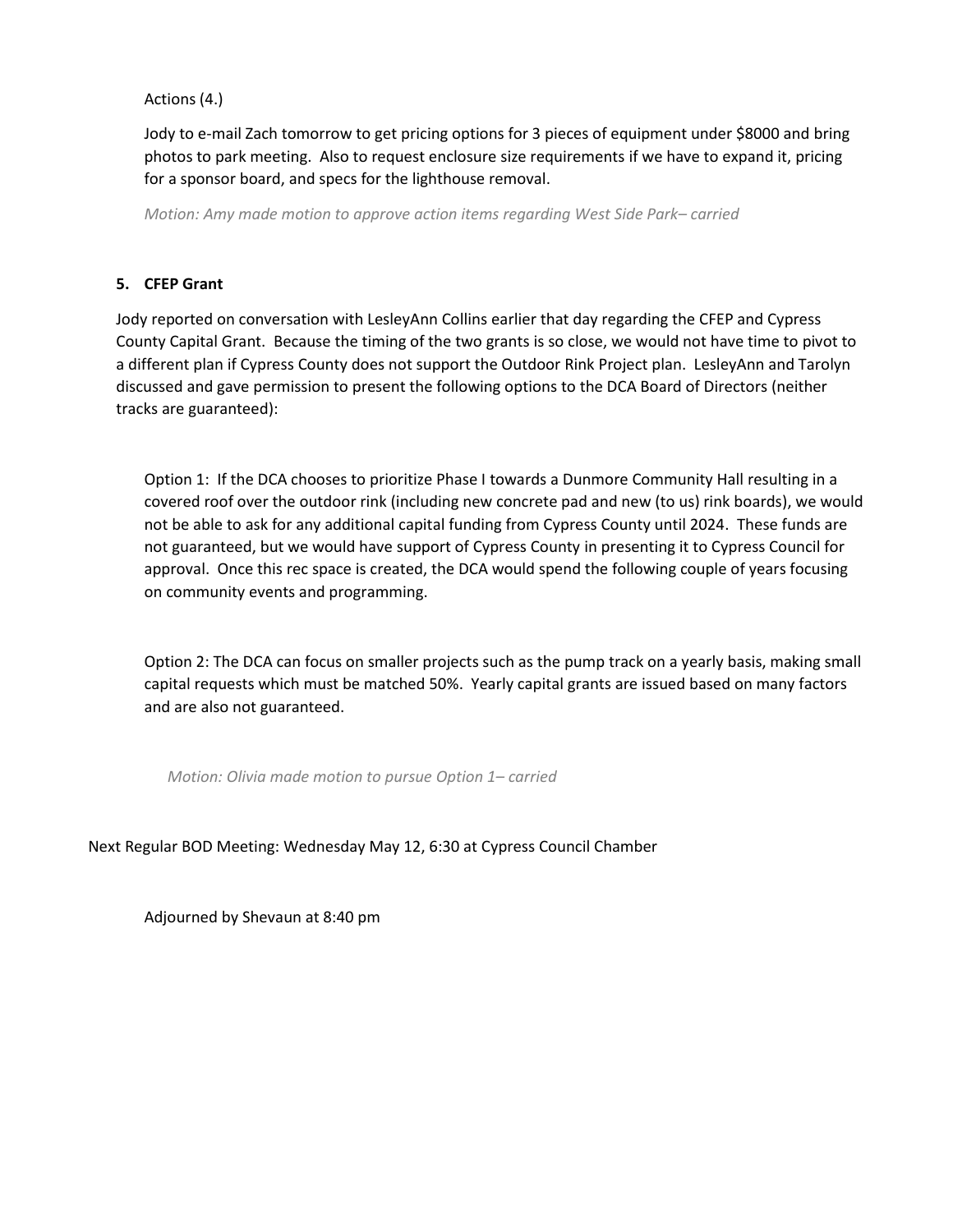Actions (4.)

Jody to e-mail Zach tomorrow to get pricing options for 3 pieces of equipment under $8000 and bring photos to park meeting. Also to request enclosure size requirements if we have to expand it, pricing for a sponsor board, and specs for the lighthouse removal.

*Motion: Amy made motion to approve action items regarding West Side Park– carried*

**5. CFEP Grant**

Jody reported on conversation with LesleyAnn Collins earlier that day regarding the CFEP and Cypress County Capital Grant. Because the timing of the two grants is so close, we would not have time to pivot to a different plan if Cypress County does not support the Outdoor Rink Project plan. LesleyAnn and Tarolyn discussed and gave permission to present the following options to the DCA Board of Directors (neither tracks are guaranteed):

Option 1: If the DCA chooses to prioritize Phase I towards a Dunmore Community Hall resulting in a covered roof over the outdoor rink (including new concrete pad and new (to us) rink boards), we would not be able to ask for any additional capital funding from Cypress County until 2024. These funds are not guaranteed, but we would have support of Cypress County in presenting it to Cypress Council for approval. Once this rec space is created, the DCA would spend the following couple of years focusing on community events and programming.

Option 2: The DCA can focus on smaller projects such as the pump track on a yearly basis, making small capital requests which must be matched 50%. Yearly capital grants are issued based on many factors and are also not guaranteed.

*Motion: Olivia made motion to pursue Option 1– carried*

Next Regular BOD Meeting: Wednesday May 12, 6:30 at Cypress Council Chamber

Adjourned by Shevaun at 8:40 pm